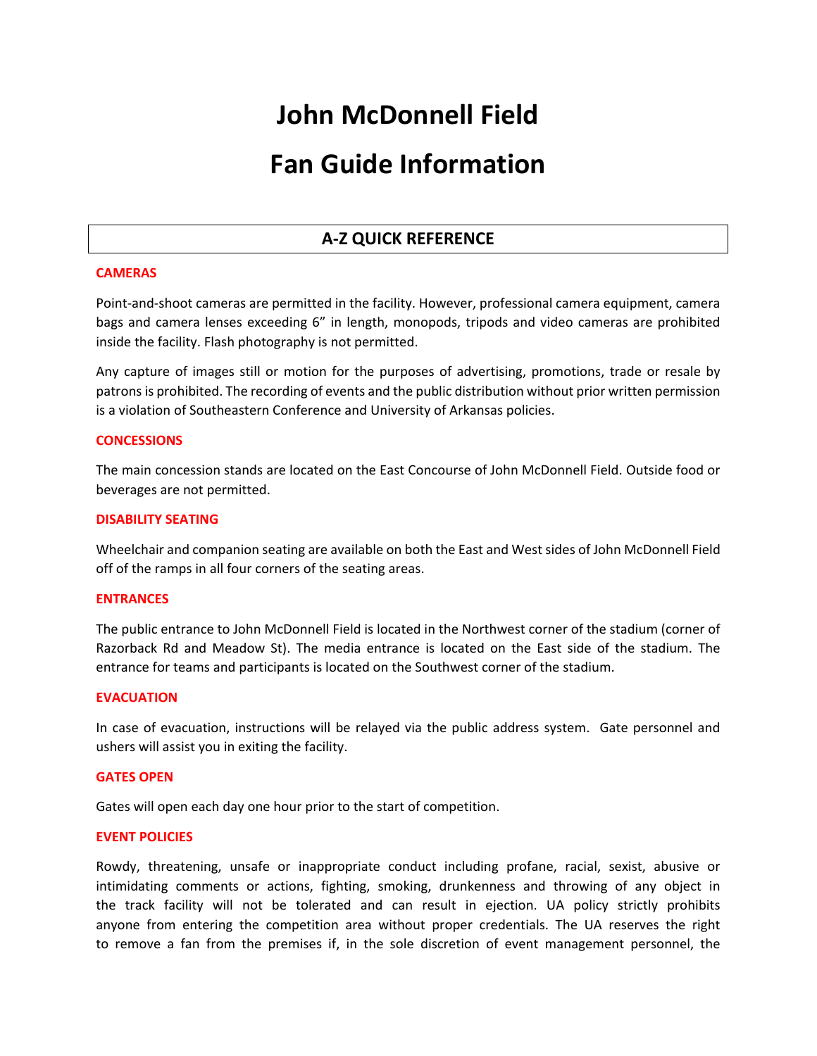# John McDonnell Field

# Fan Guide Information

## A-Z QUICK REFERENCE

### CAMERAS

Point-and-shoot cameras are permitted in the facility. However, professional camera equipment, camera bags and camera lenses exceeding 6” in length, monopods, tripods and video cameras are prohibited inside the facility. Flash photography is not permitted.

Any capture of images still or motion for the purposes of advertising, promotions, trade or resale by patrons is prohibited. The recording of events and the public distribution without prior written permission is a violation of Southeastern Conference and University of Arkansas policies.

### CONCESSIONS

The main concession stands are located on the East Concourse of John McDonnell Field. Outside food or beverages are not permitted.

### DISABILITY SEATING

Wheelchair and companion seating are available on both the East and West sides of John McDonnell Field off of the ramps in all four corners of the seating areas.

### ENTRANCES

The public entrance to John McDonnell Field is located in the Northwest corner of the stadium (corner of Razorback Rd and Meadow St). The media entrance is located on the East side of the stadium. The entrance for teams and participants is located on the Southwest corner of the stadium.

### EVACUATION

In case of evacuation, instructions will be relayed via the public address system. Gate personnel and ushers will assist you in exiting the facility.

### GATES OPEN

Gates will open each day one hour prior to the start of competition.

### EVENT POLICIES

Rowdy, threatening, unsafe or inappropriate conduct including profane, racial, sexist, abusive or intimidating comments or actions, fighting, smoking, drunkenness and throwing of any object in the track facility will not be tolerated and can result in ejection. UA policy strictly prohibits anyone from entering the competition area without proper credentials. The UA reserves the right to remove a fan from the premises if, in the sole discretion of event management personnel, the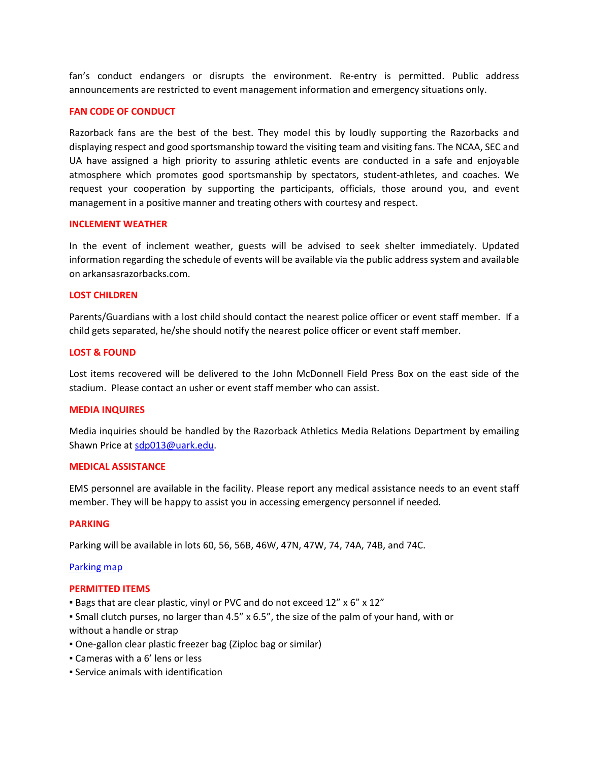fan's conduct endangers or disrupts the environment. Re-entry is permitted. Public address announcements are restricted to event management information and emergency situations only.

## FAN CODE OF CONDUCT

Razorback fans are the best of the best. They model this by loudly supporting the Razorbacks and displaying respect and good sportsmanship toward the visiting team and visiting fans. The NCAA, SEC and UA have assigned a high priority to assuring athletic events are conducted in a safe and enjoyable atmosphere which promotes good sportsmanship by spectators, student-athletes, and coaches. We request your cooperation by supporting the participants, officials, those around you, and event management in a positive manner and treating others with courtesy and respect.

## INCLEMENT WEATHER

In the event of inclement weather, guests will be advised to seek shelter immediately. Updated information regarding the schedule of events will be available via the public address system and available on arkansasrazorbacks.com.

## LOST CHILDREN

Parents/Guardians with a lost child should contact the nearest police officer or event staff member. If a child gets separated, he/she should notify the nearest police officer or event staff member.

## LOST & FOUND

Lost items recovered will be delivered to the John McDonnell Field Press Box on the east side of the stadium. Please contact an usher or event staff member who can assist.

## MEDIA INQUIRES

Media inquiries should be handled by the Razorback Athletics Media Relations Department by emailing Shawn Price at [sdp013@uark.edu](mailto:sdp013@uark.edu).

## MEDICAL ASSISTANCE

EMS personnel are available in the facility. Please report any medical assistance needs to an event staff member. They will be happy to assist you in accessing emergency personnel if needed.

## PARKING

Parking will be available in lots 60, 56, 56B, 46W, 47N, 47W, 74, 74A, 74B, and 74C.

Parking map

## PERMITTED ITEMS

- Bags that are clear plastic, vinyl or PVC and do not exceed 12" x 6" x 12"
- Small clutch purses, no larger than 4.5" x 6.5", the size of the palm of your hand, with or without a handle or strap
- One-gallon clear plastic freezer bag (Ziploc bag or similar)
- Cameras with a 6' lens or less
- Service animals with identification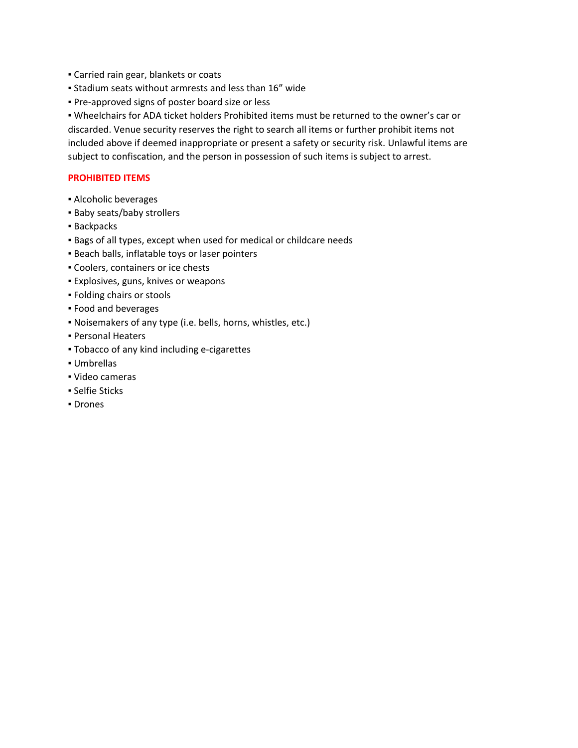- Carried rain gear, blankets or coats
- Stadium seats without armrests and less than 16" wide
- Pre-approved signs of poster board size or less
- Wheelchairs for ADA ticket holders Prohibited items must be returned to the owner's car or discarded. Venue security reserves the right to search all items or further prohibit items not included above if deemed inappropriate or present a safety or security risk. Unlawful items are subject to confiscation, and the person in possession of such items is subject to arrest.

**PROHIBITED ITEMS**

- Alcoholic beverages
- Baby seats/baby strollers
- Backpacks
- Bags of all types, except when used for medical or childcare needs
- Beach balls, inflatable toys or laser pointers
- Coolers, containers or ice chests
- Explosives, guns, knives or weapons
- Folding chairs or stools
- Food and beverages
- Noisemakers of any type (i.e. bells, horns, whistles, etc.)
- Personal Heaters
- Tobacco of any kind including e-cigarettes
- Umbrellas
- Video cameras
- Selfie Sticks
- Drones